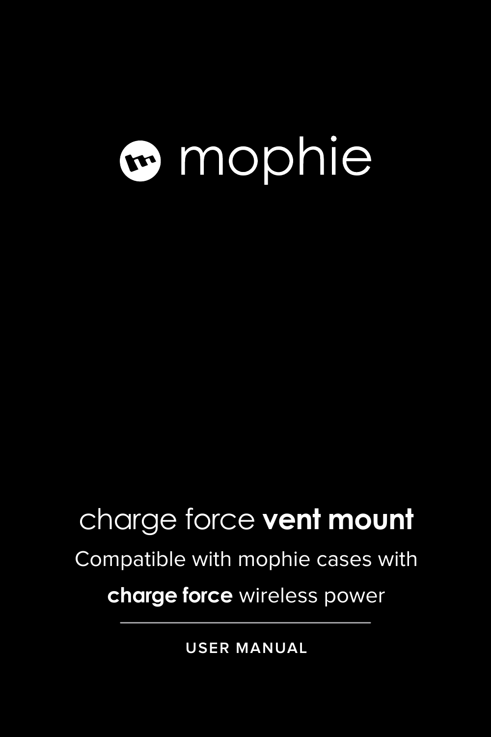# mophie

## charge force **vent mount**

Compatible with mophie cases with

**charge force** wireless power

USER MANUAL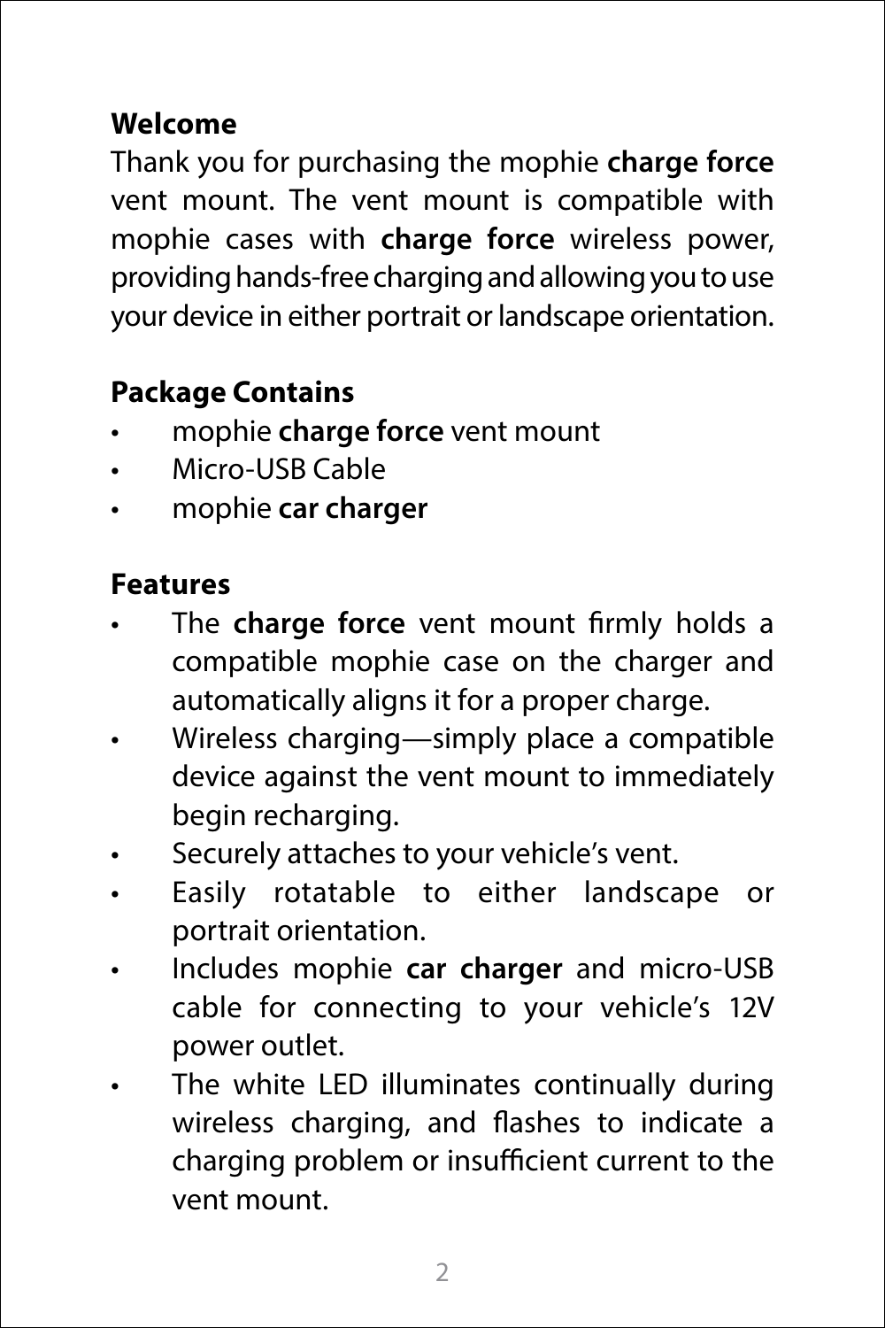## Welcome

Thank you for purchasing the mophie **charge force** vent mount. The vent mount is compatible with mophie cases with **charge force** wireless power, providing hands-free charging and allowing you to use your device in either portrait or landscape orientation.

## Package Contains

- mophie **charge force** vent mount
- Micro-USB Cable
- mophie **car charger**

## Features

- The **charge force** vent mount firmly holds a compatible mophie case on the charger and automatically aligns it for a proper charge.
- Wireless charging—simply place a compatible device against the vent mount to immediately begin recharging.
- Securely attaches to your vehicle's vent.
- Easily rotatable to either landscape or portrait orientation.
- Includes mophie **car charger** and micro-USB cable for connecting to your vehicle's 12V power outlet.
- The white LED illuminates continually during wireless charging, and flashes to indicate a charging problem or insufficient current to the vent mount.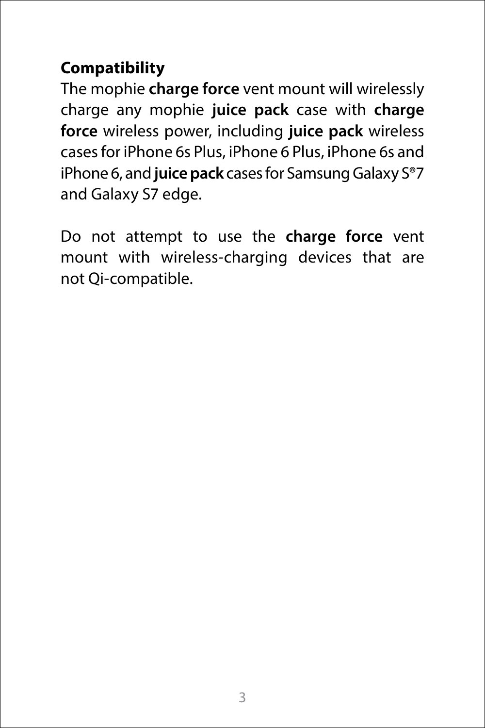**Compatibility**

The mophie **charge force** vent mount will wirelessly charge any mophie **juice pack** case with **charge force** wireless power, including **juice pack** wireless cases for iPhone 6s Plus, iPhone 6 Plus, iPhone 6s and iPhone 6, and **juice pack** cases for Samsung Galaxy S®7 and Galaxy S7 edge.

Do not attempt to use the **charge force** vent mount with wireless-charging devices that are not Qi-compatible.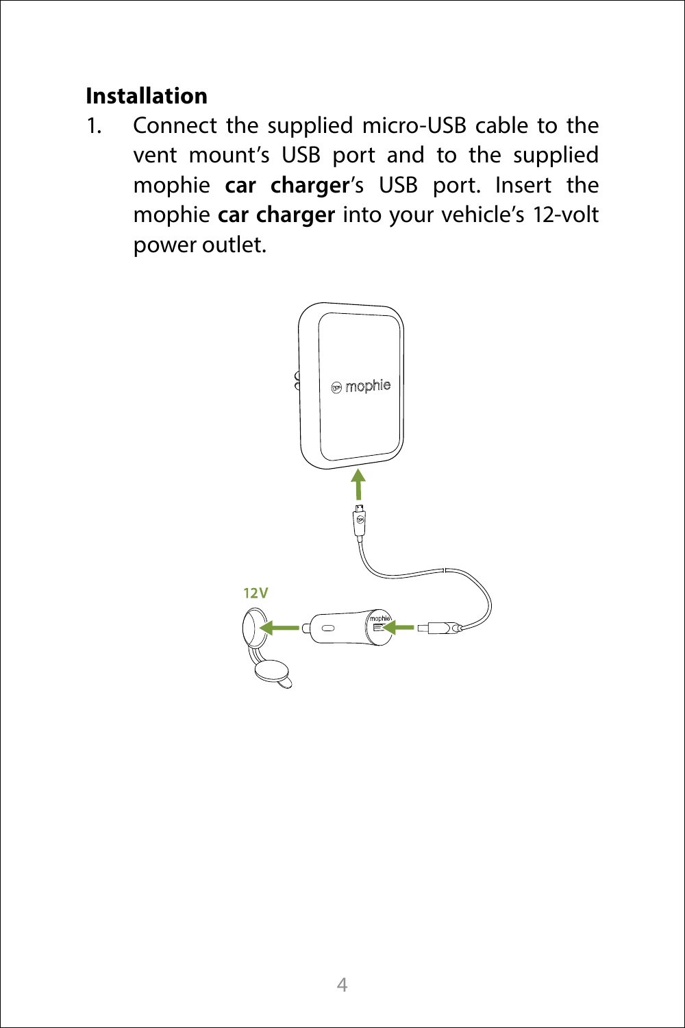## Installation

1. Connect the supplied micro-USB cable to the vent mount's USB port and to the supplied mophie **car charger**'s USB port. Insert the mophie **car charger** into your vehicle's 12-volt power outlet.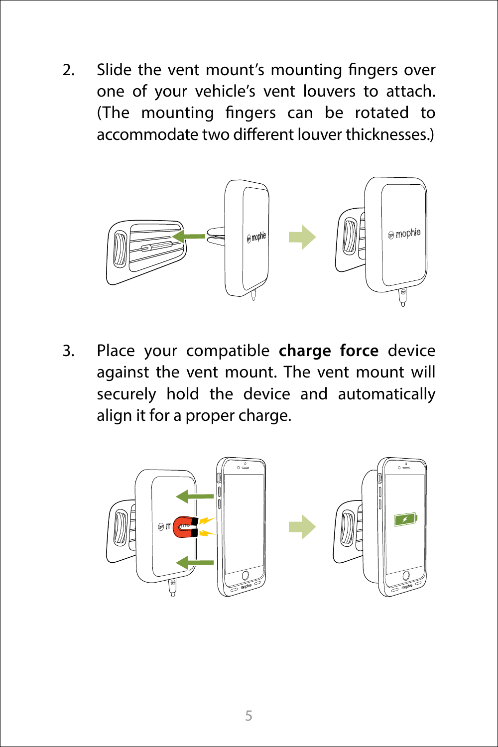2. Slide the vent mount's mounting fingers over one of your vehicle's vent louvers to attach. (The mounting fingers can be rotated to accommodate two different louver thicknesses.)

3. Place your compatible **charge force** device against the vent mount. The vent mount will securely hold the device and automatically align it for a proper charge.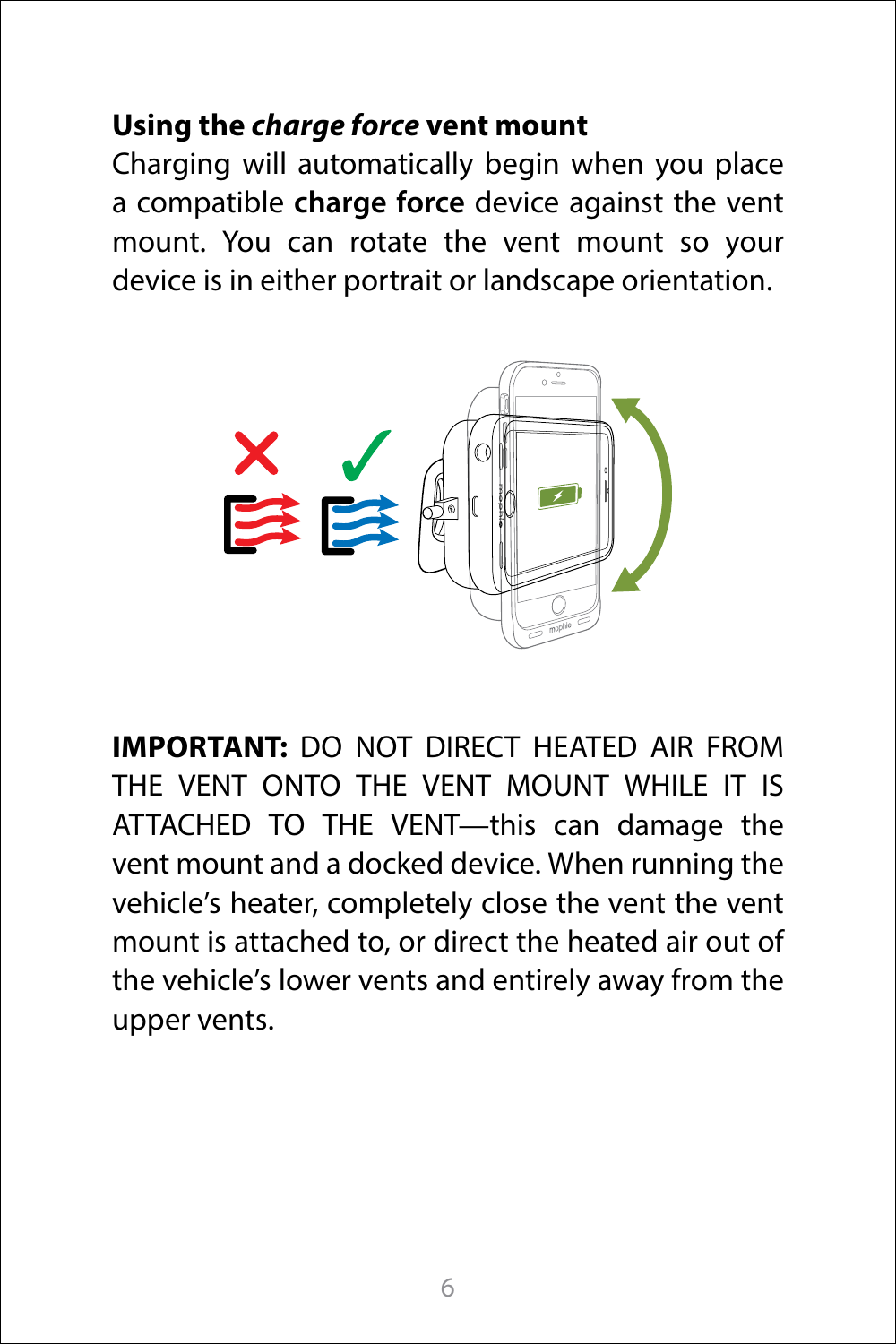**Using the *charge force* vent mount**

Charging will automatically begin when you place a compatible **charge force** device against the vent mount. You can rotate the vent mount so your device is in either portrait or landscape orientation.

**IMPORTANT:** DO NOT DIRECT HEATED AIR FROM THE VENT ONTO THE VENT MOUNT WHILE IT IS ATTACHED TO THE VENT—this can damage the vent mount and a docked device. When running the vehicle's heater, completely close the vent the vent mount is attached to, or direct the heated air out of the vehicle's lower vents and entirely away from the upper vents.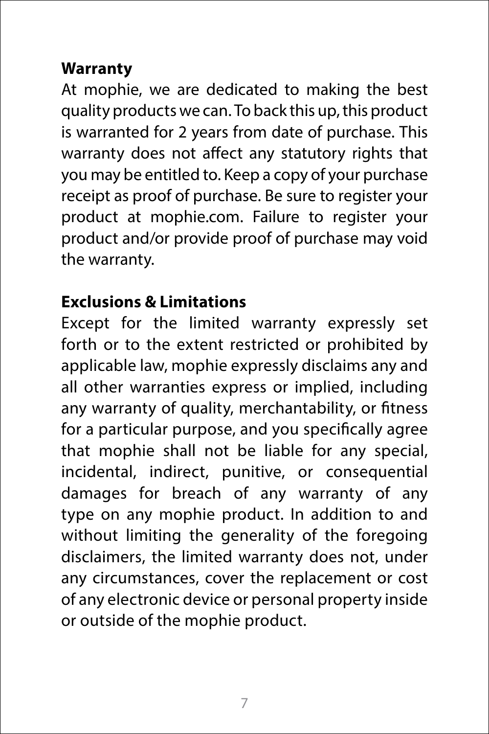**Warranty**

At mophie, we are dedicated to making the best quality products we can. To back this up, this product is warranted for 2 years from date of purchase. This warranty does not affect any statutory rights that you may be entitled to. Keep a copy of your purchase receipt as proof of purchase. Be sure to register your product at mophie.com. Failure to register your product and/or provide proof of purchase may void the warranty.

**Exclusions & Limitations**

Except for the limited warranty expressly set forth or to the extent restricted or prohibited by applicable law, mophie expressly disclaims any and all other warranties express or implied, including any warranty of quality, merchantability, or fitness for a particular purpose, and you specifically agree that mophie shall not be liable for any special, incidental, indirect, punitive, or consequential damages for breach of any warranty of any type on any mophie product. In addition to and without limiting the generality of the foregoing disclaimers, the limited warranty does not, under any circumstances, cover the replacement or cost of any electronic device or personal property inside or outside of the mophie product.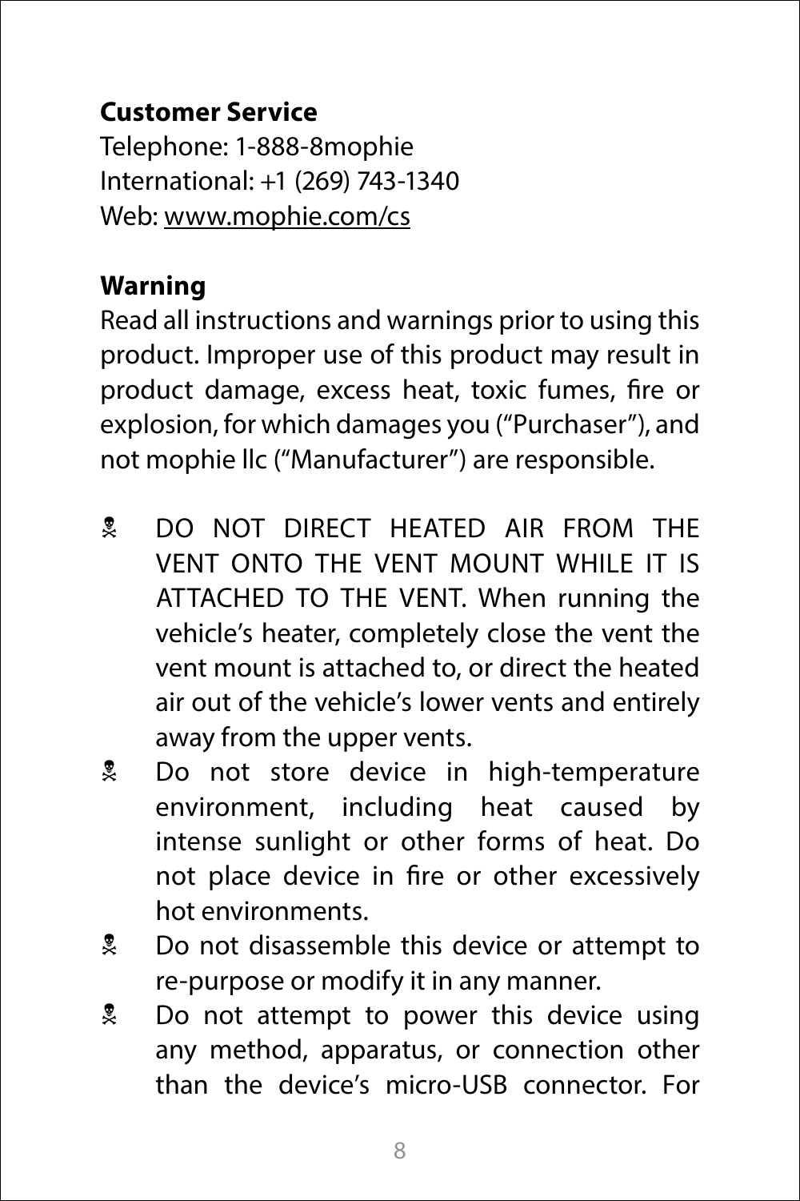**Customer Service**
Telephone: 1-888-8mophie
International: +1 (269) 743-1340
Web: www.mophie.com/cs

**Warning**
Read all instructions and warnings prior to using this product. Improper use of this product may result in product damage, excess heat, toxic fumes, fire or explosion, for which damages you ("Purchaser"), and not mophie llc ("Manufacturer") are responsible.

- ☠ DO NOT DIRECT HEATED AIR FROM THE VENT ONTO THE VENT MOUNT WHILE IT IS ATTACHED TO THE VENT. When running the vehicle's heater, completely close the vent the vent mount is attached to, or direct the heated air out of the vehicle's lower vents and entirely away from the upper vents.
- ☠ Do not store device in high-temperature environment, including heat caused by intense sunlight or other forms of heat. Do not place device in fire or other excessively hot environments.
- ☠ Do not disassemble this device or attempt to re-purpose or modify it in any manner.
- ☠ Do not attempt to power this device using any method, apparatus, or connection other than the device's micro-USB connector. For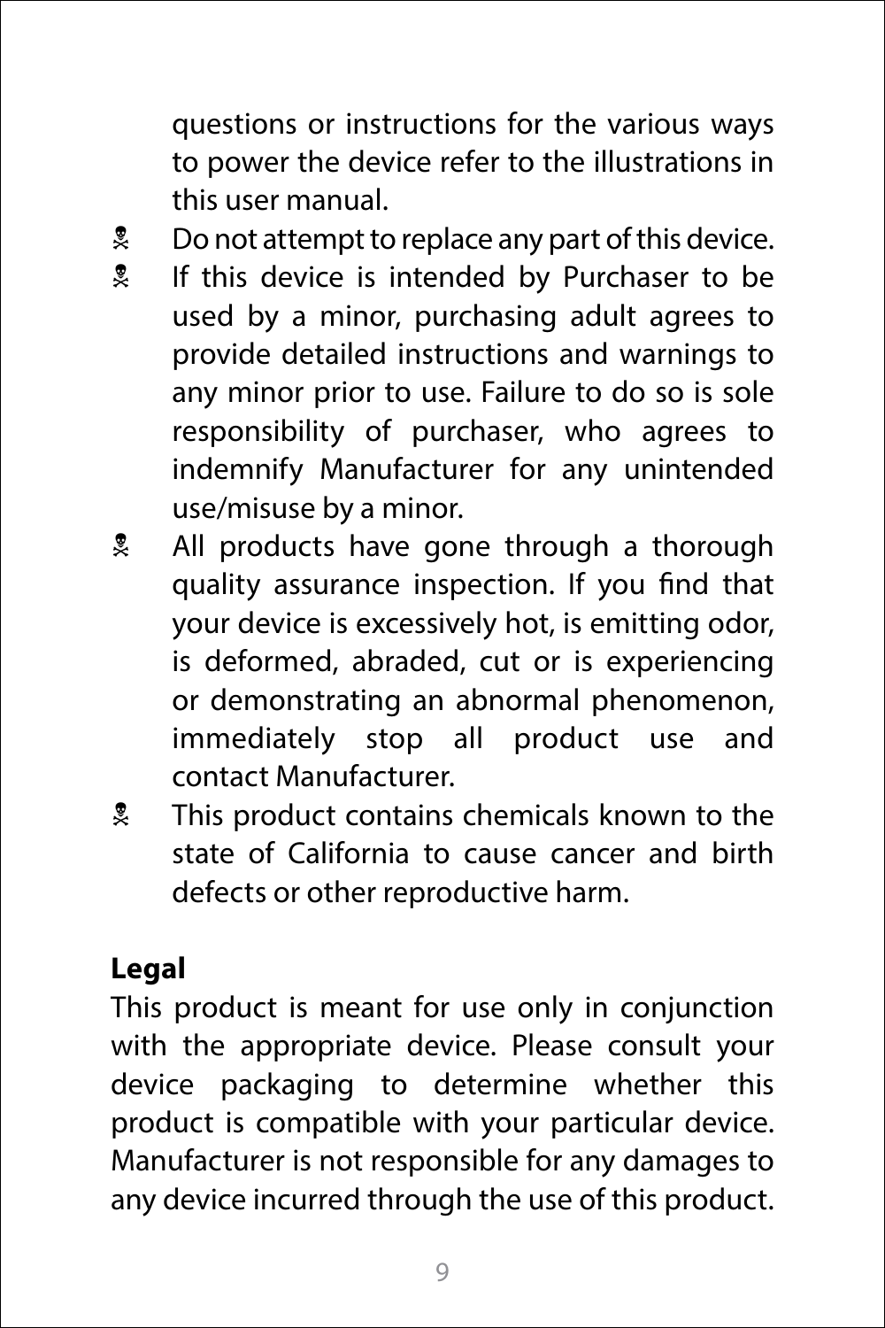questions or instructions for the various ways to power the device refer to the illustrations in this user manual.

- Do not attempt to replace any part of this device.
- If this device is intended by Purchaser to be used by a minor, purchasing adult agrees to provide detailed instructions and warnings to any minor prior to use. Failure to do so is sole responsibility of purchaser, who agrees to indemnify Manufacturer for any unintended use/misuse by a minor.
- All products have gone through a thorough quality assurance inspection. If you find that your device is excessively hot, is emitting odor, is deformed, abraded, cut or is experiencing or demonstrating an abnormal phenomenon, immediately stop all product use and contact Manufacturer.
- This product contains chemicals known to the state of California to cause cancer and birth defects or other reproductive harm.

**Legal**

This product is meant for use only in conjunction with the appropriate device. Please consult your device packaging to determine whether this product is compatible with your particular device. Manufacturer is not responsible for any damages to any device incurred through the use of this product.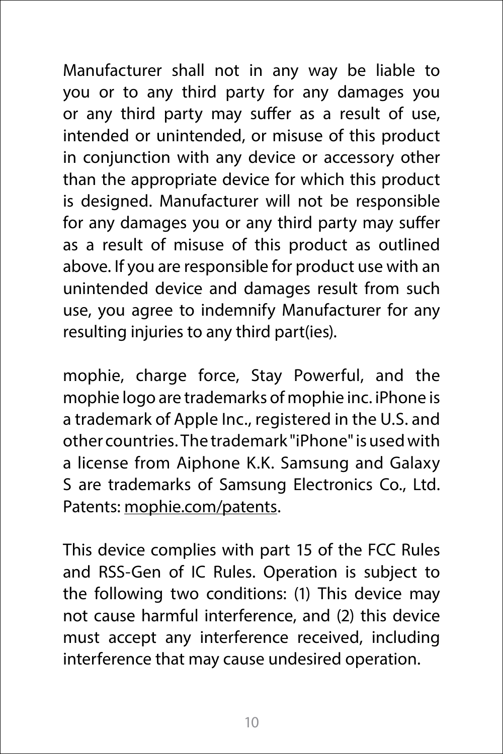Manufacturer shall not in any way be liable to you or to any third party for any damages you or any third party may suffer as a result of use, intended or unintended, or misuse of this product in conjunction with any device or accessory other than the appropriate device for which this product is designed. Manufacturer will not be responsible for any damages you or any third party may suffer as a result of misuse of this product as outlined above. If you are responsible for product use with an unintended device and damages result from such use, you agree to indemnify Manufacturer for any resulting injuries to any third part(ies).

mophie, charge force, Stay Powerful, and the mophie logo are trademarks of mophie inc. iPhone is a trademark of Apple Inc., registered in the U.S. and other countries. The trademark "iPhone" is used with a license from Aiphone K.K. Samsung and Galaxy S are trademarks of Samsung Electronics Co., Ltd. Patents: mophie.com/patents.

This device complies with part 15 of the FCC Rules and RSS-Gen of IC Rules. Operation is subject to the following two conditions: (1) This device may not cause harmful interference, and (2) this device must accept any interference received, including interference that may cause undesired operation.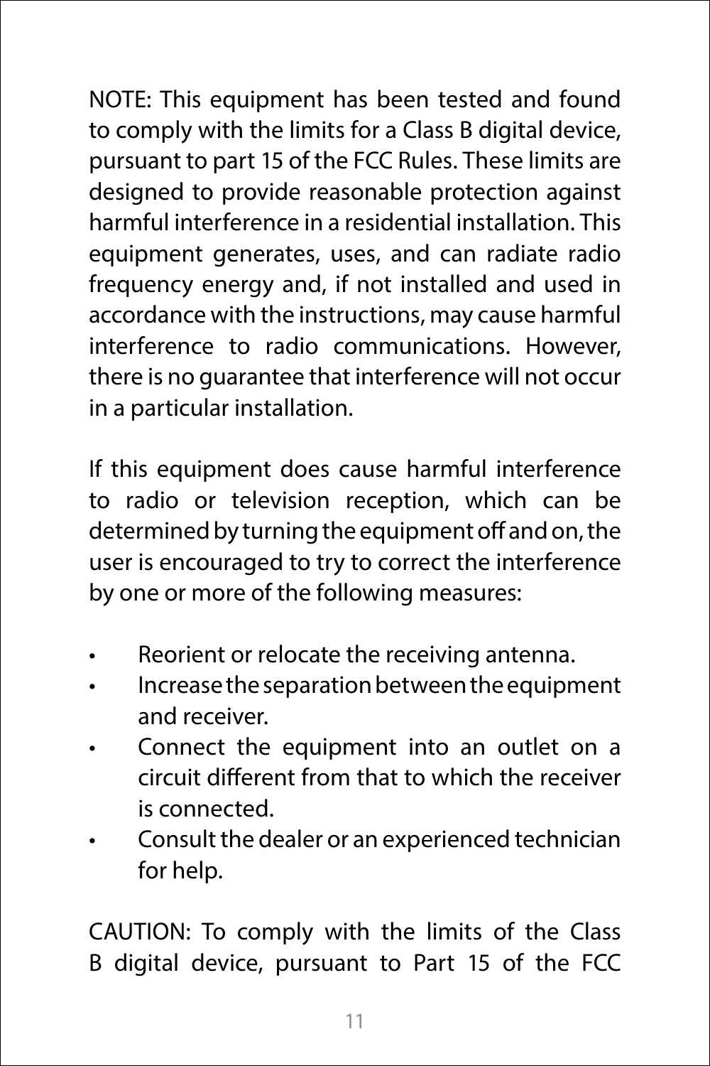NOTE: This equipment has been tested and found to comply with the limits for a Class B digital device, pursuant to part 15 of the FCC Rules. These limits are designed to provide reasonable protection against harmful interference in a residential installation. This equipment generates, uses, and can radiate radio frequency energy and, if not installed and used in accordance with the instructions, may cause harmful interference to radio communications. However, there is no guarantee that interference will not occur in a particular installation.

If this equipment does cause harmful interference to radio or television reception, which can be determined by turning the equipment off and on, the user is encouraged to try to correct the interference by one or more of the following measures:

- Reorient or relocate the receiving antenna.
- Increase the separation between the equipment and receiver.
- Connect the equipment into an outlet on a circuit different from that to which the receiver is connected.
- Consult the dealer or an experienced technician for help.

CAUTION: To comply with the limits of the Class B digital device, pursuant to Part 15 of the FCC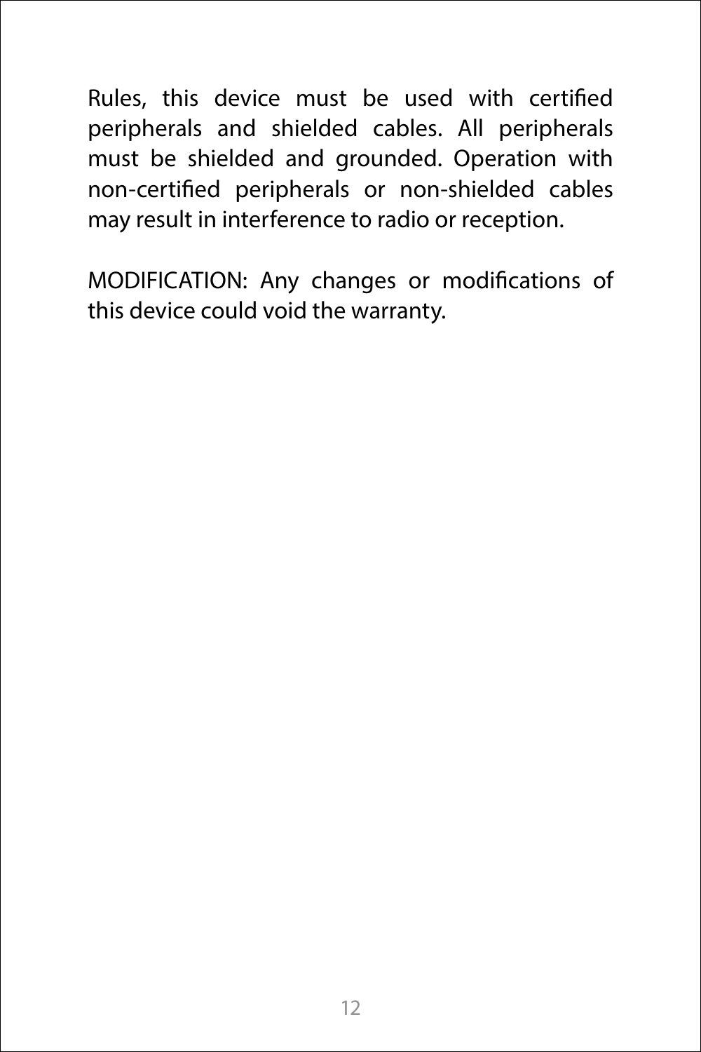Rules, this device must be used with certified peripherals and shielded cables. All peripherals must be shielded and grounded. Operation with non-certified peripherals or non-shielded cables may result in interference to radio or reception.

MODIFICATION: Any changes or modifications of this device could void the warranty.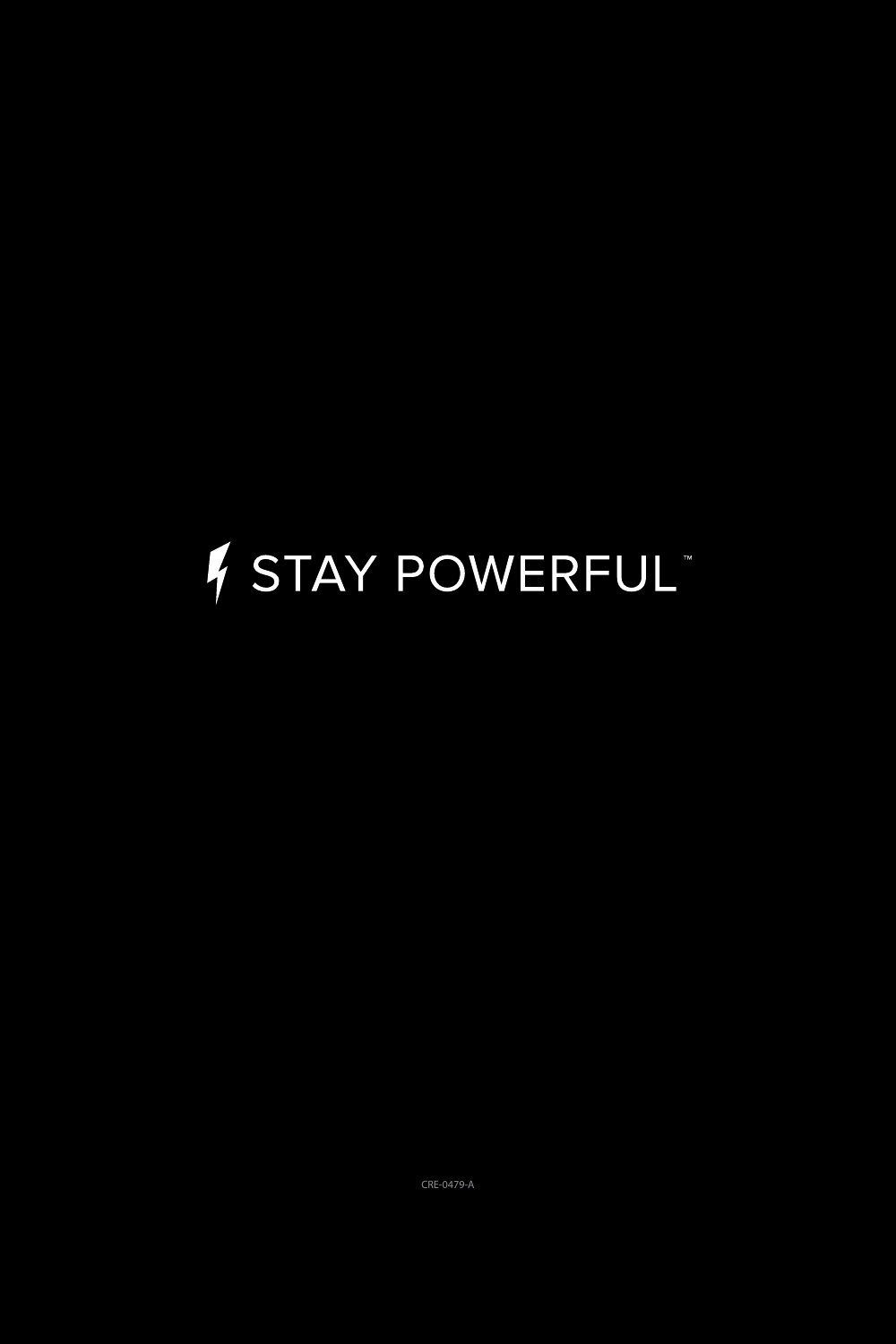STAY POWERFUL™

CRE-0479-A